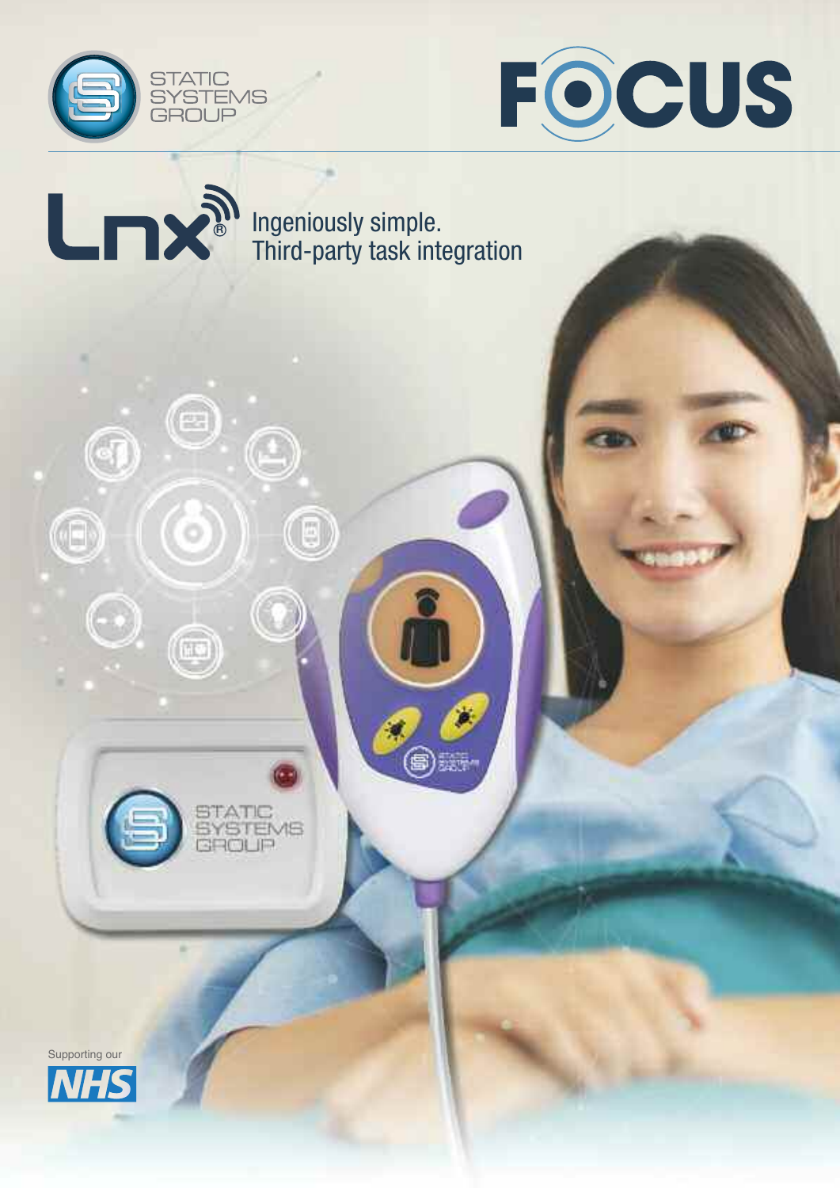STATIC SYSTEMS GROUP

# FOCUS

## Lnx®

Ingeniously simple.
Third-party task integration

Supporting our NHS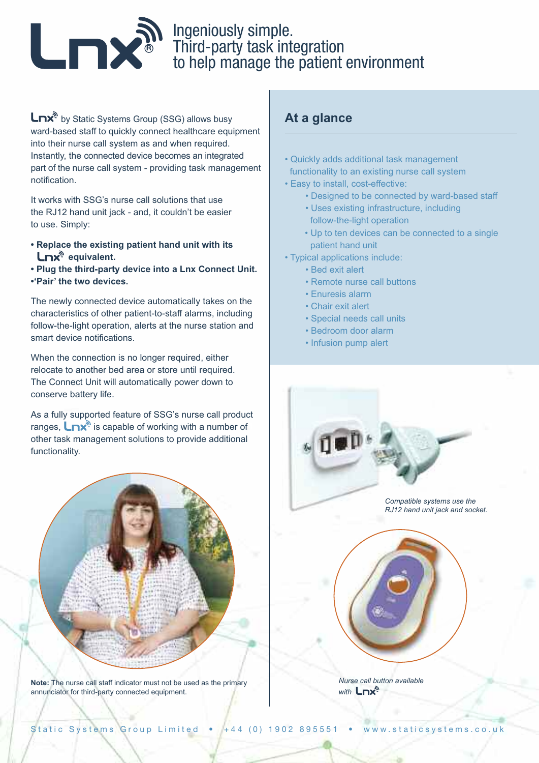# Lnx® Ingeniously simple. Third-party task integration to help manage the patient environment

Lnx by Static Systems Group (SSG) allows busy ward-based staff to quickly connect healthcare equipment into their nurse call system as and when required. Instantly, the connected device becomes an integrated part of the nurse call system - providing task management notification.

It works with SSG's nurse call solutions that use the RJ12 hand unit jack - and, it couldn't be easier to use. Simply:

- **Replace the existing patient hand unit with its Lnx equivalent.**
- **Plug the third-party device into a Lnx Connect Unit.**
- **'Pair' the two devices.**

The newly connected device automatically takes on the characteristics of other patient-to-staff alarms, including follow-the-light operation, alerts at the nurse station and smart device notifications.

When the connection is no longer required, either relocate to another bed area or store until required. The Connect Unit will automatically power down to conserve battery life.

As a fully supported feature of SSG's nurse call product ranges, Lnx is capable of working with a number of other task management solutions to provide additional functionality.

**Note:** The nurse call staff indicator must not be used as the primary annunciator for third-party connected equipment.

## At a glance

- Quickly adds additional task management functionality to an existing nurse call system
- Easy to install, cost-effective:
  - Designed to be connected by ward-based staff
  - Uses existing infrastructure, including follow-the-light operation
  - Up to ten devices can be connected to a single patient hand unit
- Typical applications include:
  - Bed exit alert
  - Remote nurse call buttons
  - Enuresis alarm
  - Chair exit alert
  - Special needs call units
  - Bedroom door alarm
  - Infusion pump alert

*Compatible systems use the RJ12 hand unit jack and socket.*

*Nurse call button available with Lnx*

Static Systems Group Limited • +44 (0) 1902 895551 • www.staticsystems.co.uk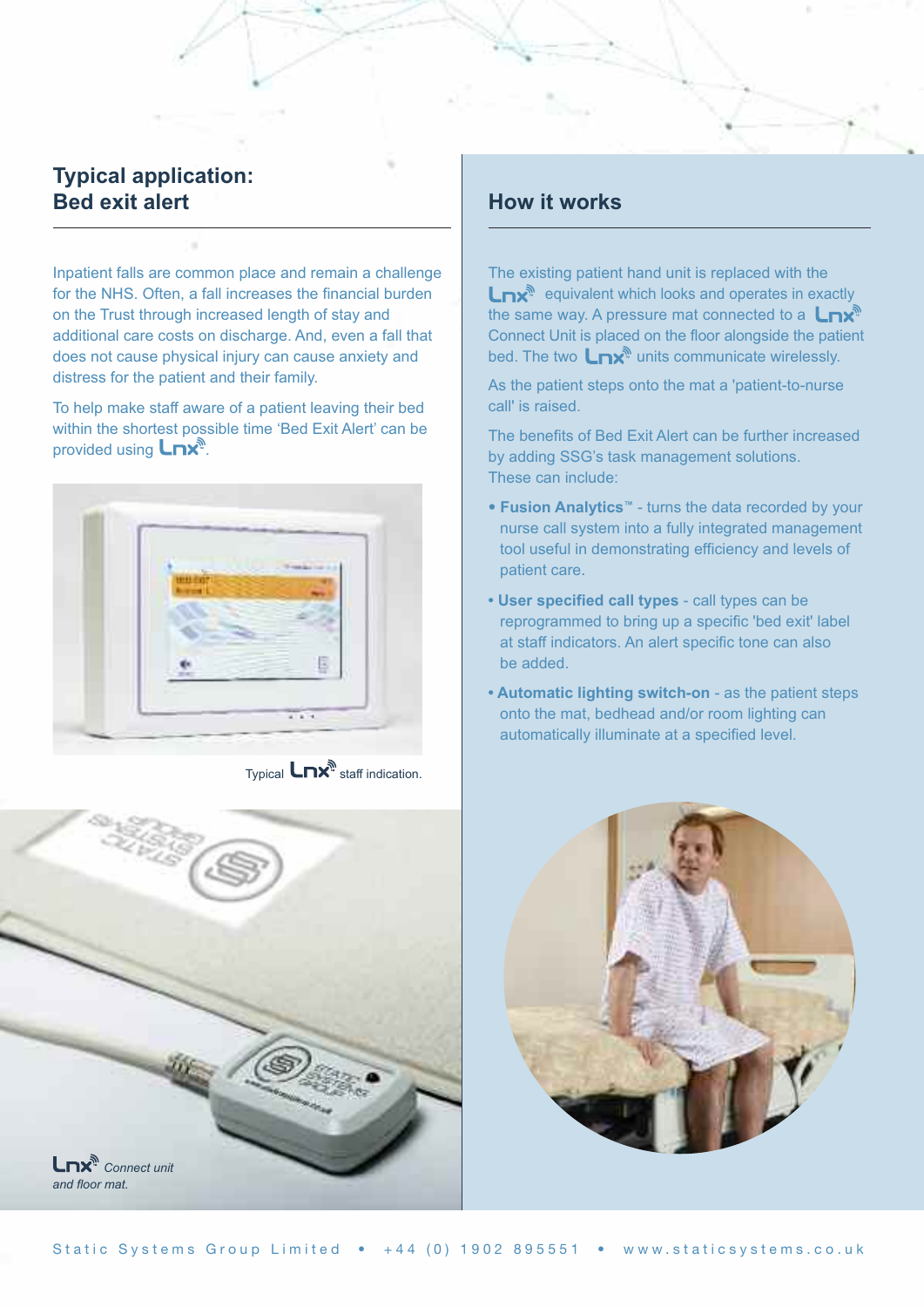## Typical application: Bed exit alert

Inpatient falls are common place and remain a challenge for the NHS. Often, a fall increases the financial burden on the Trust through increased length of stay and additional care costs on discharge. And, even a fall that does not cause physical injury can cause anxiety and distress for the patient and their family.

To help make staff aware of a patient leaving their bed within the shortest possible time 'Bed Exit Alert' can be provided using Lnx.

Typical Lnx staff indication.

*Lnx Connect unit and floor mat.*

## How it works

The existing patient hand unit is replaced with the Lnx equivalent which looks and operates in exactly the same way. A pressure mat connected to a Lnx Connect Unit is placed on the floor alongside the patient bed. The two Lnx units communicate wirelessly.

As the patient steps onto the mat a 'patient-to-nurse call' is raised.

The benefits of Bed Exit Alert can be further increased by adding SSG's task management solutions. These can include:

- **Fusion Analytics™** - turns the data recorded by your nurse call system into a fully integrated management tool useful in demonstrating efficiency and levels of patient care.
- **User specified call types** - call types can be reprogrammed to bring up a specific 'bed exit' label at staff indicators. An alert specific tone can also be added.
- **Automatic lighting switch-on** - as the patient steps onto the mat, bedhead and/or room lighting can automatically illuminate at a specified level.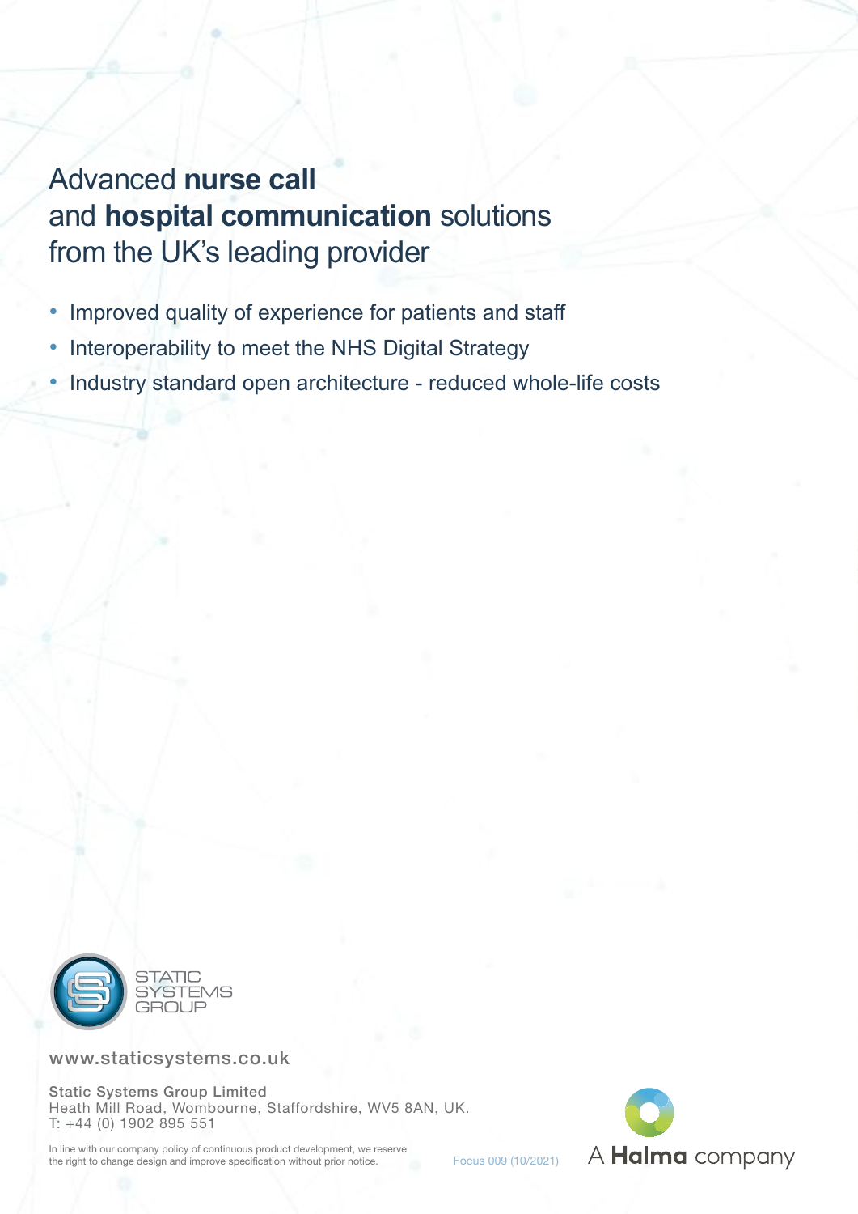# Advanced **nurse call** and **hospital communication** solutions from the UK's leading provider

- Improved quality of experience for patients and staff
- Interoperability to meet the NHS Digital Strategy
- Industry standard open architecture - reduced whole-life costs

STATIC
SYSTEMS
GROUP

www.staticsystems.co.uk

Static Systems Group Limited
Heath Mill Road, Wombourne, Staffordshire, WV5 8AN, UK.
T: +44 (0) 1902 895 551

In line with our company policy of continuous product development, we reserve the right to change design and improve specification without prior notice.

Focus 009 (10/2021)

A **Halma** company